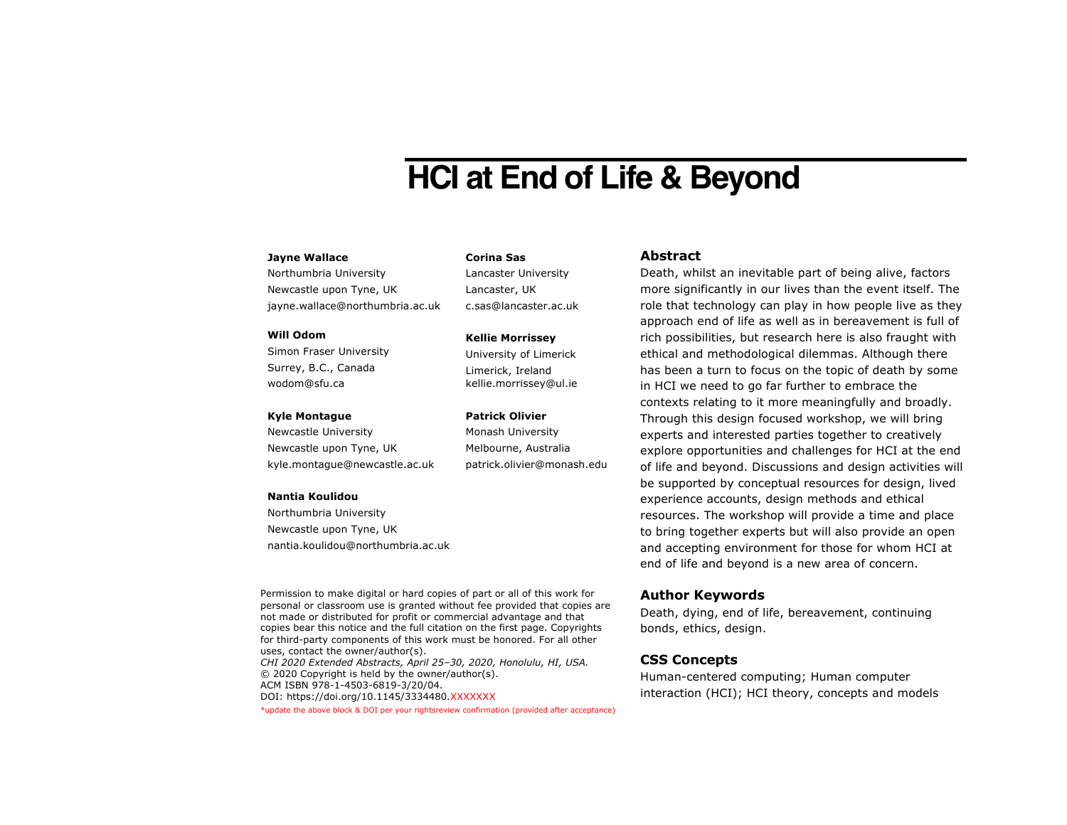# HCI at End of Life & Beyond

**Jayne Wallace**
Northumbria University
Newcastle upon Tyne, UK
jayne.wallace@northumbria.ac.uk

**Will Odom**
Simon Fraser University
Surrey, B.C., Canada
wodom@sfu.ca

**Kyle Montague**
Newcastle University
Newcastle upon Tyne, UK
kyle.montague@newcastle.ac.uk

**Nantia Koulidou**
Northumbria University
Newcastle upon Tyne, UK
nantia.koulidou@northumbria.ac.uk

**Corina Sas**
Lancaster University
Lancaster, UK
c.sas@lancaster.ac.uk

**Kellie Morrissey**
University of Limerick
Limerick, Ireland
kellie.morrissey@ul.ie

**Patrick Olivier**
Monash University
Melbourne, Australia
patrick.olivier@monash.edu

Permission to make digital or hard copies of part or all of this work for personal or classroom use is granted without fee provided that copies are not made or distributed for profit or commercial advantage and that copies bear this notice and the full citation on the first page. Copyrights for third-party components of this work must be honored. For all other uses, contact the owner/author(s).
*CHI 2020 Extended Abstracts, April 25–30, 2020, Honolulu, HI, USA.*
© 2020 Copyright is held by the owner/author(s).
ACM ISBN 978-1-4503-6819-3/20/04.
DOI: https://doi.org/10.1145/3334480.XXXXXXX
*update the above block & DOI per your rightsreview confirmation (provided after acceptance)

## Abstract

Death, whilst an inevitable part of being alive, factors more significantly in our lives than the event itself. The role that technology can play in how people live as they approach end of life as well as in bereavement is full of rich possibilities, but research here is also fraught with ethical and methodological dilemmas. Although there has been a turn to focus on the topic of death by some in HCI we need to go far further to embrace the contexts relating to it more meaningfully and broadly. Through this design focused workshop, we will bring experts and interested parties together to creatively explore opportunities and challenges for HCI at the end of life and beyond. Discussions and design activities will be supported by conceptual resources for design, lived experience accounts, design methods and ethical resources. The workshop will provide a time and place to bring together experts but will also provide an open and accepting environment for those for whom HCI at end of life and beyond is a new area of concern.

## Author Keywords

Death, dying, end of life, bereavement, continuing bonds, ethics, design.

## CSS Concepts

Human-centered computing; Human computer interaction (HCI); HCI theory, concepts and models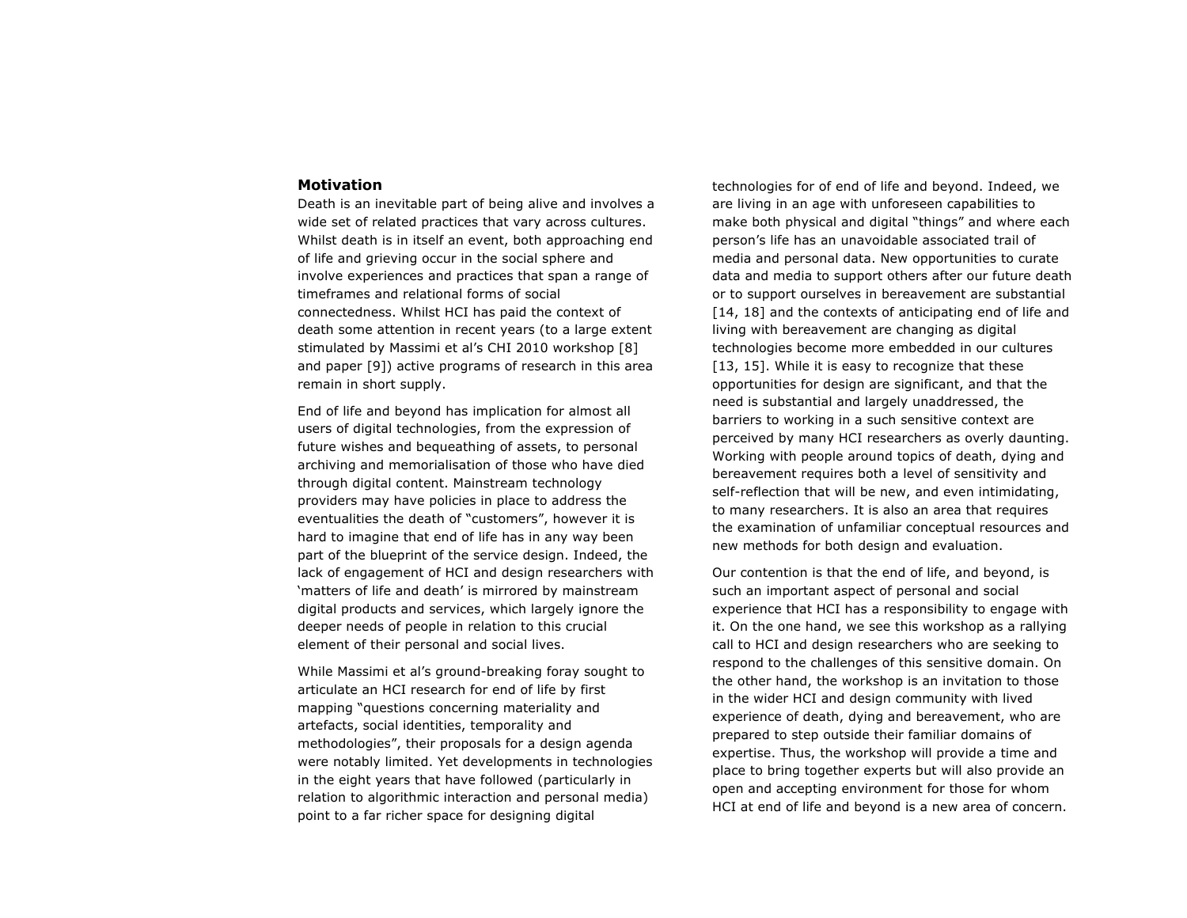## Motivation

Death is an inevitable part of being alive and involves a wide set of related practices that vary across cultures. Whilst death is in itself an event, both approaching end of life and grieving occur in the social sphere and involve experiences and practices that span a range of timeframes and relational forms of social connectedness. Whilst HCI has paid the context of death some attention in recent years (to a large extent stimulated by Massimi et al's CHI 2010 workshop [8] and paper [9]) active programs of research in this area remain in short supply.

End of life and beyond has implication for almost all users of digital technologies, from the expression of future wishes and bequeathing of assets, to personal archiving and memorialisation of those who have died through digital content. Mainstream technology providers may have policies in place to address the eventualities the death of "customers", however it is hard to imagine that end of life has in any way been part of the blueprint of the service design. Indeed, the lack of engagement of HCI and design researchers with 'matters of life and death' is mirrored by mainstream digital products and services, which largely ignore the deeper needs of people in relation to this crucial element of their personal and social lives.

While Massimi et al's ground-breaking foray sought to articulate an HCI research for end of life by first mapping "questions concerning materiality and artefacts, social identities, temporality and methodologies", their proposals for a design agenda were notably limited. Yet developments in technologies in the eight years that have followed (particularly in relation to algorithmic interaction and personal media) point to a far richer space for designing digital technologies for of end of life and beyond. Indeed, we are living in an age with unforeseen capabilities to make both physical and digital "things" and where each person's life has an unavoidable associated trail of media and personal data. New opportunities to curate data and media to support others after our future death or to support ourselves in bereavement are substantial [14, 18] and the contexts of anticipating end of life and living with bereavement are changing as digital technologies become more embedded in our cultures [13, 15]. While it is easy to recognize that these opportunities for design are significant, and that the need is substantial and largely unaddressed, the barriers to working in a such sensitive context are perceived by many HCI researchers as overly daunting. Working with people around topics of death, dying and bereavement requires both a level of sensitivity and self-reflection that will be new, and even intimidating, to many researchers. It is also an area that requires the examination of unfamiliar conceptual resources and new methods for both design and evaluation.

Our contention is that the end of life, and beyond, is such an important aspect of personal and social experience that HCI has a responsibility to engage with it. On the one hand, we see this workshop as a rallying call to HCI and design researchers who are seeking to respond to the challenges of this sensitive domain. On the other hand, the workshop is an invitation to those in the wider HCI and design community with lived experience of death, dying and bereavement, who are prepared to step outside their familiar domains of expertise. Thus, the workshop will provide a time and place to bring together experts but will also provide an open and accepting environment for those for whom HCI at end of life and beyond is a new area of concern.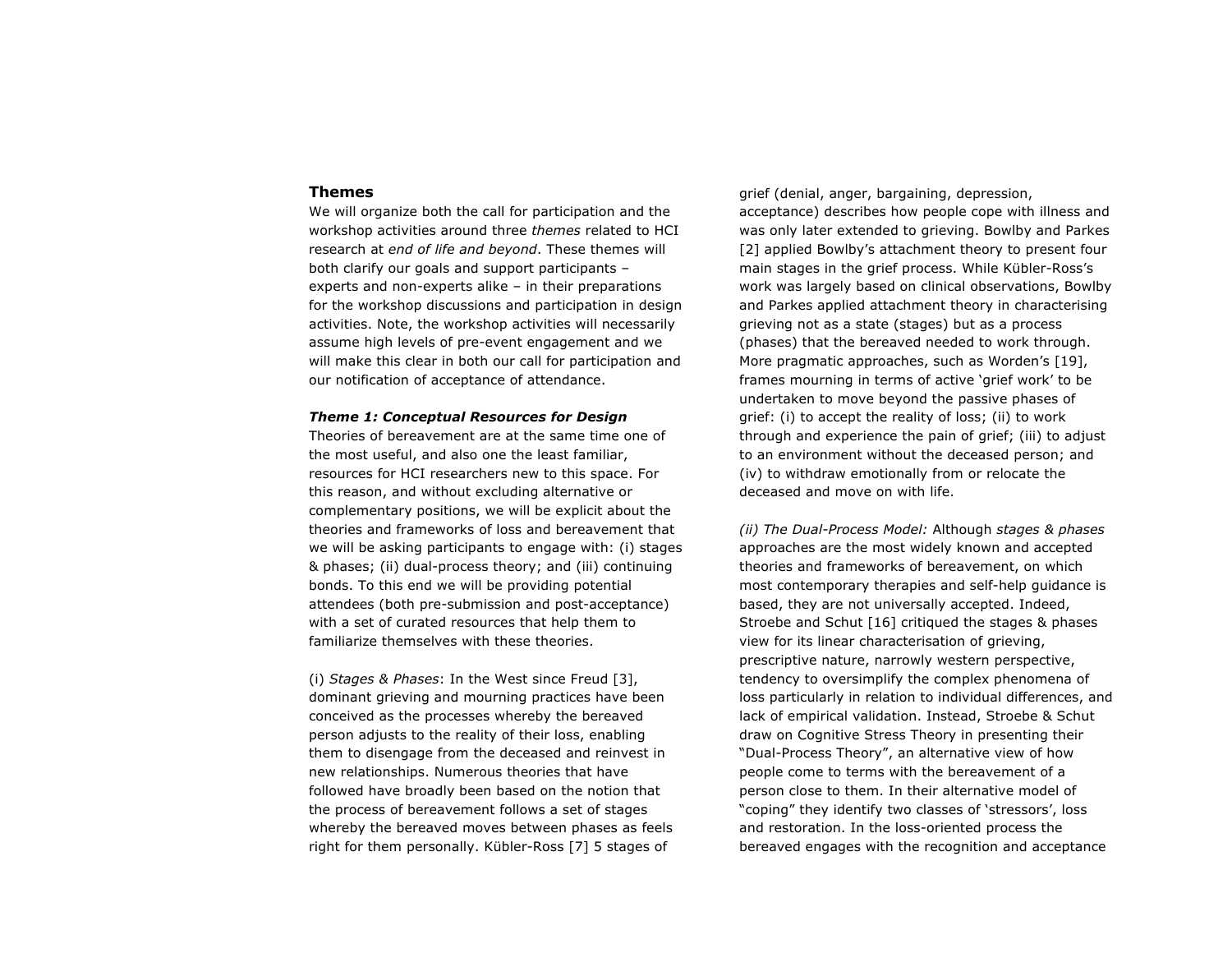## Themes

We will organize both the call for participation and the workshop activities around three *themes* related to HCI research at *end of life and beyond*. These themes will both clarify our goals and support participants – experts and non-experts alike – in their preparations for the workshop discussions and participation in design activities. Note, the workshop activities will necessarily assume high levels of pre-event engagement and we will make this clear in both our call for participation and our notification of acceptance of attendance.

### *Theme 1: Conceptual Resources for Design*

Theories of bereavement are at the same time one of the most useful, and also one the least familiar, resources for HCI researchers new to this space. For this reason, and without excluding alternative or complementary positions, we will be explicit about the theories and frameworks of loss and bereavement that we will be asking participants to engage with: (i) stages & phases; (ii) dual-process theory; and (iii) continuing bonds. To this end we will be providing potential attendees (both pre-submission and post-acceptance) with a set of curated resources that help them to familiarize themselves with these theories.

(i) *Stages & Phases*: In the West since Freud [3], dominant grieving and mourning practices have been conceived as the processes whereby the bereaved person adjusts to the reality of their loss, enabling them to disengage from the deceased and reinvest in new relationships. Numerous theories that have followed have broadly been based on the notion that the process of bereavement follows a set of stages whereby the bereaved moves between phases as feels right for them personally. Kübler-Ross [7] 5 stages of grief (denial, anger, bargaining, depression, acceptance) describes how people cope with illness and was only later extended to grieving. Bowlby and Parkes [2] applied Bowlby's attachment theory to present four main stages in the grief process. While Kübler-Ross's work was largely based on clinical observations, Bowlby and Parkes applied attachment theory in characterising grieving not as a state (stages) but as a process (phases) that the bereaved needed to work through. More pragmatic approaches, such as Worden's [19], frames mourning in terms of active 'grief work' to be undertaken to move beyond the passive phases of grief: (i) to accept the reality of loss; (ii) to work through and experience the pain of grief; (iii) to adjust to an environment without the deceased person; and (iv) to withdraw emotionally from or relocate the deceased and move on with life.

*(ii) The Dual-Process Model:* Although *stages & phases* approaches are the most widely known and accepted theories and frameworks of bereavement, on which most contemporary therapies and self-help guidance is based, they are not universally accepted. Indeed, Stroebe and Schut [16] critiqued the stages & phases view for its linear characterisation of grieving, prescriptive nature, narrowly western perspective, tendency to oversimplify the complex phenomena of loss particularly in relation to individual differences, and lack of empirical validation. Instead, Stroebe & Schut draw on Cognitive Stress Theory in presenting their "Dual-Process Theory", an alternative view of how people come to terms with the bereavement of a person close to them. In their alternative model of "coping" they identify two classes of 'stressors', loss and restoration. In the loss-oriented process the bereaved engages with the recognition and acceptance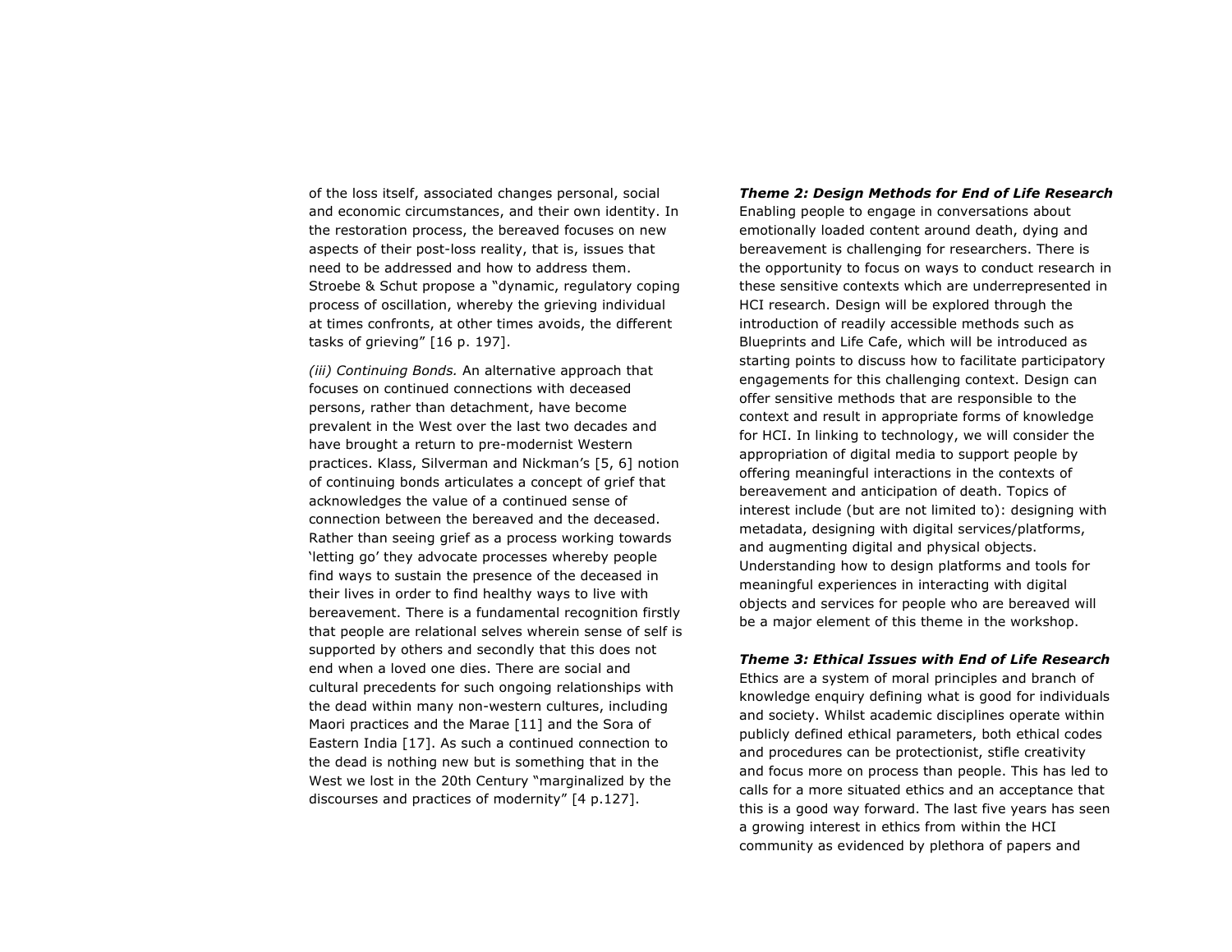of the loss itself, associated changes personal, social and economic circumstances, and their own identity. In the restoration process, the bereaved focuses on new aspects of their post-loss reality, that is, issues that need to be addressed and how to address them. Stroebe & Schut propose a "dynamic, regulatory coping process of oscillation, whereby the grieving individual at times confronts, at other times avoids, the different tasks of grieving" [16 p. 197].

*(iii) Continuing Bonds.* An alternative approach that focuses on continued connections with deceased persons, rather than detachment, have become prevalent in the West over the last two decades and have brought a return to pre-modernist Western practices. Klass, Silverman and Nickman's [5, 6] notion of continuing bonds articulates a concept of grief that acknowledges the value of a continued sense of connection between the bereaved and the deceased. Rather than seeing grief as a process working towards 'letting go' they advocate processes whereby people find ways to sustain the presence of the deceased in their lives in order to find healthy ways to live with bereavement. There is a fundamental recognition firstly that people are relational selves wherein sense of self is supported by others and secondly that this does not end when a loved one dies. There are social and cultural precedents for such ongoing relationships with the dead within many non-western cultures, including Maori practices and the Marae [11] and the Sora of Eastern India [17]. As such a continued connection to the dead is nothing new but is something that in the West we lost in the 20th Century "marginalized by the discourses and practices of modernity" [4 p.127].

***Theme 2: Design Methods for End of Life Research***

Enabling people to engage in conversations about emotionally loaded content around death, dying and bereavement is challenging for researchers. There is the opportunity to focus on ways to conduct research in these sensitive contexts which are underrepresented in HCI research. Design will be explored through the introduction of readily accessible methods such as Blueprints and Life Cafe, which will be introduced as starting points to discuss how to facilitate participatory engagements for this challenging context. Design can offer sensitive methods that are responsible to the context and result in appropriate forms of knowledge for HCI. In linking to technology, we will consider the appropriation of digital media to support people by offering meaningful interactions in the contexts of bereavement and anticipation of death. Topics of interest include (but are not limited to): designing with metadata, designing with digital services/platforms, and augmenting digital and physical objects. Understanding how to design platforms and tools for meaningful experiences in interacting with digital objects and services for people who are bereaved will be a major element of this theme in the workshop.

***Theme 3: Ethical Issues with End of Life Research***

Ethics are a system of moral principles and branch of knowledge enquiry defining what is good for individuals and society. Whilst academic disciplines operate within publicly defined ethical parameters, both ethical codes and procedures can be protectionist, stifle creativity and focus more on process than people. This has led to calls for a more situated ethics and an acceptance that this is a good way forward. The last five years has seen a growing interest in ethics from within the HCI community as evidenced by plethora of papers and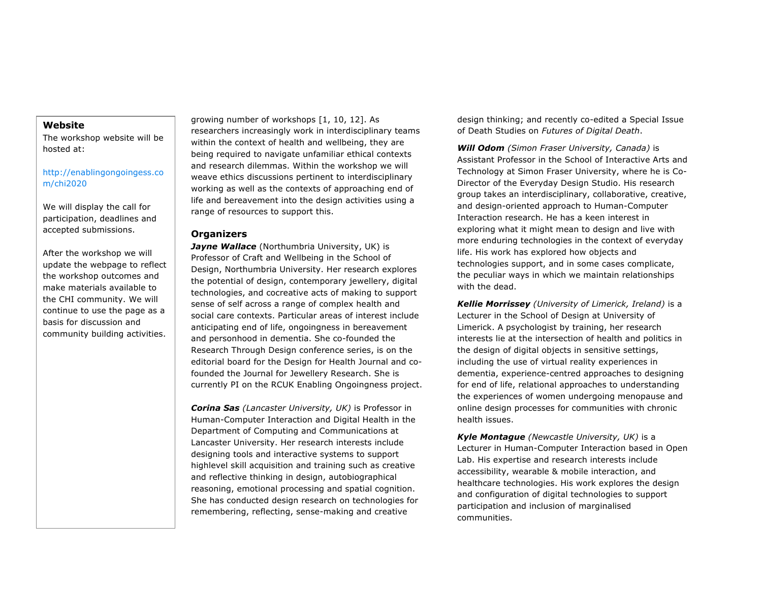**Website**

The workshop website will be hosted at:

http://enablingongoingess.com/chi2020

We will display the call for participation, deadlines and accepted submissions.

After the workshop we will update the webpage to reflect the workshop outcomes and make materials available to the CHI community. We will continue to use the page as a basis for discussion and community building activities.

growing number of workshops [1, 10, 12]. As researchers increasingly work in interdisciplinary teams within the context of health and wellbeing, they are being required to navigate unfamiliar ethical contexts and research dilemmas. Within the workshop we will weave ethics discussions pertinent to interdisciplinary working as well as the contexts of approaching end of life and bereavement into the design activities using a range of resources to support this.

## Organizers

***Jayne Wallace*** (Northumbria University, UK) is Professor of Craft and Wellbeing in the School of Design, Northumbria University. Her research explores the potential of design, contemporary jewellery, digital technologies, and cocreative acts of making to support sense of self across a range of complex health and social care contexts. Particular areas of interest include anticipating end of life, ongoingness in bereavement and personhood in dementia. She co-founded the Research Through Design conference series, is on the editorial board for the Design for Health Journal and co-founded the Journal for Jewellery Research. She is currently PI on the RCUK Enabling Ongoingness project.

***Corina Sas*** *(Lancaster University, UK)* is Professor in Human-Computer Interaction and Digital Health in the Department of Computing and Communications at Lancaster University. Her research interests include designing tools and interactive systems to support highlevel skill acquisition and training such as creative and reflective thinking in design, autobiographical reasoning, emotional processing and spatial cognition. She has conducted design research on technologies for remembering, reflecting, sense-making and creative design thinking; and recently co-edited a Special Issue of Death Studies on *Futures of Digital Death*.

***Will Odom*** *(Simon Fraser University, Canada)* is Assistant Professor in the School of Interactive Arts and Technology at Simon Fraser University, where he is Co-Director of the Everyday Design Studio. His research group takes an interdisciplinary, collaborative, creative, and design-oriented approach to Human-Computer Interaction research. He has a keen interest in exploring what it might mean to design and live with more enduring technologies in the context of everyday life. His work has explored how objects and technologies support, and in some cases complicate, the peculiar ways in which we maintain relationships with the dead.

***Kellie Morrissey*** *(University of Limerick, Ireland)* is a Lecturer in the School of Design at University of Limerick. A psychologist by training, her research interests lie at the intersection of health and politics in the design of digital objects in sensitive settings, including the use of virtual reality experiences in dementia, experience-centred approaches to designing for end of life, relational approaches to understanding the experiences of women undergoing menopause and online design processes for communities with chronic health issues.

***Kyle Montague*** *(Newcastle University, UK)* is a Lecturer in Human-Computer Interaction based in Open Lab. His expertise and research interests include accessibility, wearable & mobile interaction, and healthcare technologies. His work explores the design and configuration of digital technologies to support participation and inclusion of marginalised communities.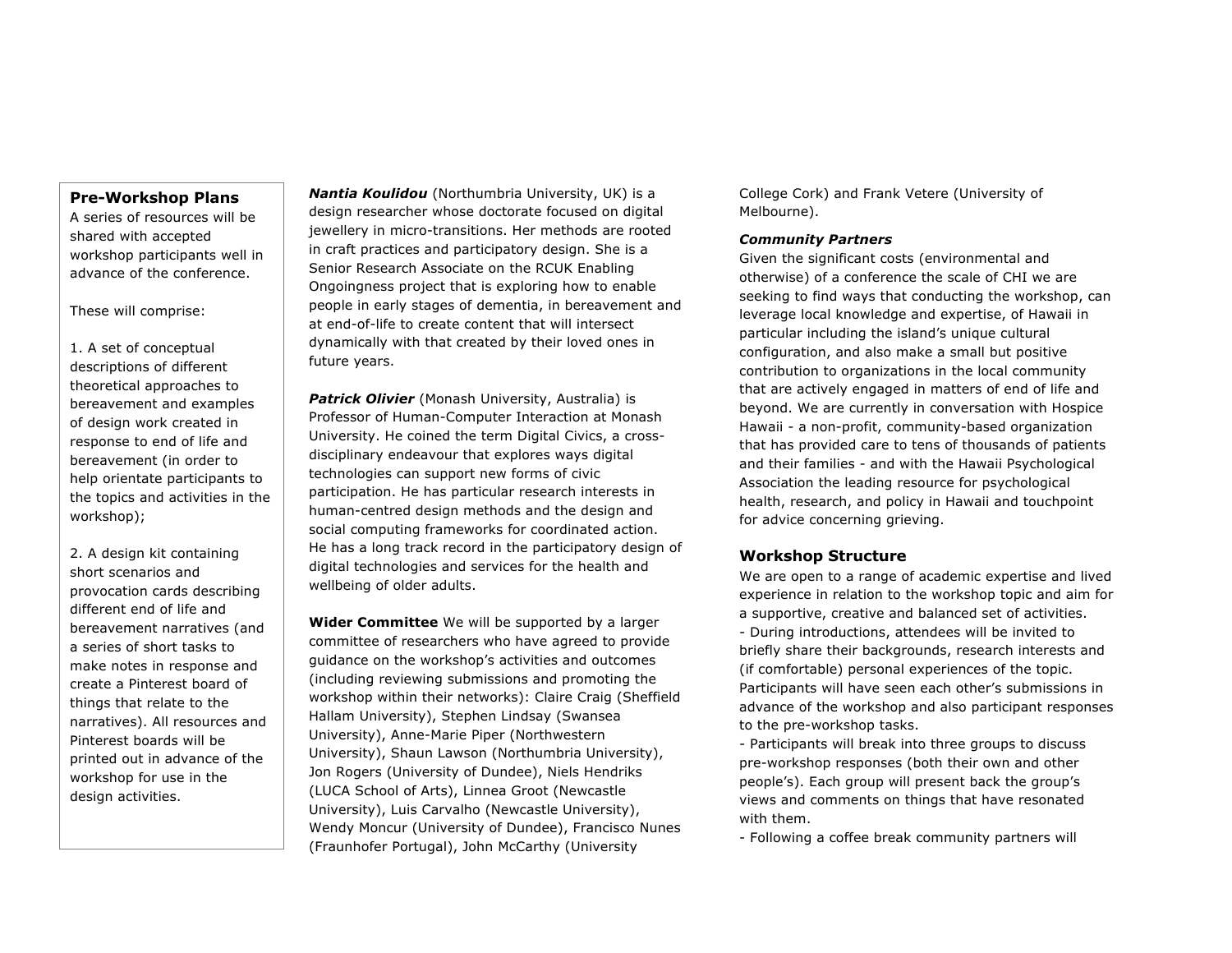## Pre-Workshop Plans

A series of resources will be shared with accepted workshop participants well in advance of the conference.

These will comprise:

1. A set of conceptual descriptions of different theoretical approaches to bereavement and examples of design work created in response to end of life and bereavement (in order to help orientate participants to the topics and activities in the workshop);

2. A design kit containing short scenarios and provocation cards describing different end of life and bereavement narratives (and a series of short tasks to make notes in response and create a Pinterest board of things that relate to the narratives). All resources and Pinterest boards will be printed out in advance of the workshop for use in the design activities.

***Nantia Koulidou*** (Northumbria University, UK) is a design researcher whose doctorate focused on digital jewellery in micro-transitions. Her methods are rooted in craft practices and participatory design. She is a Senior Research Associate on the RCUK Enabling Ongoingness project that is exploring how to enable people in early stages of dementia, in bereavement and at end-of-life to create content that will intersect dynamically with that created by their loved ones in future years.

***Patrick Olivier*** (Monash University, Australia) is Professor of Human-Computer Interaction at Monash University. He coined the term Digital Civics, a cross-disciplinary endeavour that explores ways digital technologies can support new forms of civic participation. He has particular research interests in human-centred design methods and the design and social computing frameworks for coordinated action. He has a long track record in the participatory design of digital technologies and services for the health and wellbeing of older adults.

**Wider Committee** We will be supported by a larger committee of researchers who have agreed to provide guidance on the workshop's activities and outcomes (including reviewing submissions and promoting the workshop within their networks): Claire Craig (Sheffield Hallam University), Stephen Lindsay (Swansea University), Anne-Marie Piper (Northwestern University), Shaun Lawson (Northumbria University), Jon Rogers (University of Dundee), Niels Hendriks (LUCA School of Arts), Linnea Groot (Newcastle University), Luis Carvalho (Newcastle University), Wendy Moncur (University of Dundee), Francisco Nunes (Fraunhofer Portugal), John McCarthy (University College Cork) and Frank Vetere (University of Melbourne).

***Community Partners***

Given the significant costs (environmental and otherwise) of a conference the scale of CHI we are seeking to find ways that conducting the workshop, can leverage local knowledge and expertise, of Hawaii in particular including the island's unique cultural configuration, and also make a small but positive contribution to organizations in the local community that are actively engaged in matters of end of life and beyond. We are currently in conversation with Hospice Hawaii - a non-profit, community-based organization that has provided care to tens of thousands of patients and their families - and with the Hawaii Psychological Association the leading resource for psychological health, research, and policy in Hawaii and touchpoint for advice concerning grieving.

## Workshop Structure

We are open to a range of academic expertise and lived experience in relation to the workshop topic and aim for a supportive, creative and balanced set of activities.

- During introductions, attendees will be invited to briefly share their backgrounds, research interests and (if comfortable) personal experiences of the topic. Participants will have seen each other's submissions in advance of the workshop and also participant responses to the pre-workshop tasks.
- Participants will break into three groups to discuss pre-workshop responses (both their own and other people's). Each group will present back the group's views and comments on things that have resonated with them.
- Following a coffee break community partners will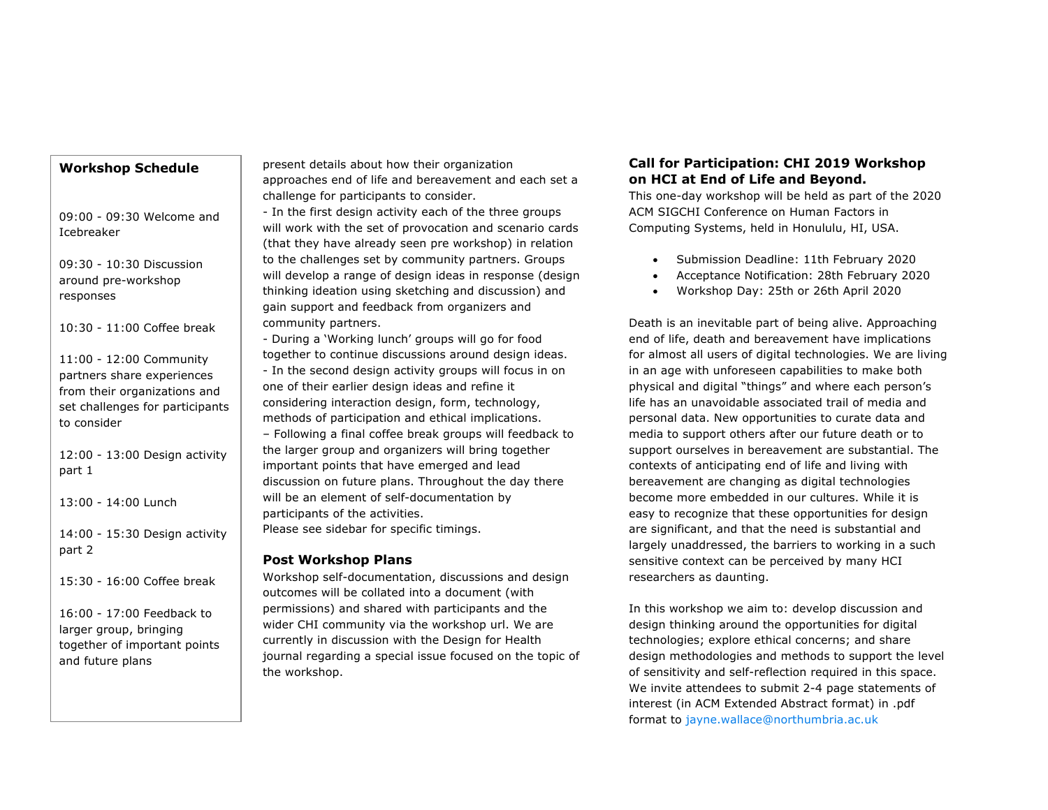## Workshop Schedule

09:00 - 09:30 Welcome and Icebreaker

09:30 - 10:30 Discussion around pre-workshop responses

10:30 - 11:00 Coffee break

11:00 - 12:00 Community partners share experiences from their organizations and set challenges for participants to consider

12:00 - 13:00 Design activity part 1

13:00 - 14:00 Lunch

14:00 - 15:30 Design activity part 2

15:30 - 16:00 Coffee break

16:00 - 17:00 Feedback to larger group, bringing together of important points and future plans

present details about how their organization approaches end of life and bereavement and each set a challenge for participants to consider.
- In the first design activity each of the three groups will work with the set of provocation and scenario cards (that they have already seen pre workshop) in relation to the challenges set by community partners. Groups will develop a range of design ideas in response (design thinking ideation using sketching and discussion) and gain support and feedback from organizers and community partners.
- During a 'Working lunch' groups will go for food together to continue discussions around design ideas.
- In the second design activity groups will focus in on one of their earlier design ideas and refine it considering interaction design, form, technology, methods of participation and ethical implications.
– Following a final coffee break groups will feedback to the larger group and organizers will bring together important points that have emerged and lead discussion on future plans. Throughout the day there will be an element of self-documentation by participants of the activities.
Please see sidebar for specific timings.

## Post Workshop Plans

Workshop self-documentation, discussions and design outcomes will be collated into a document (with permissions) and shared with participants and the wider CHI community via the workshop url. We are currently in discussion with the Design for Health journal regarding a special issue focused on the topic of the workshop.

## Call for Participation: CHI 2019 Workshop on HCI at End of Life and Beyond.

This one-day workshop will be held as part of the 2020 ACM SIGCHI Conference on Human Factors in Computing Systems, held in Honolulu, HI, USA.

- Submission Deadline: 11th February 2020
- Acceptance Notification: 28th February 2020
- Workshop Day: 25th or 26th April 2020

Death is an inevitable part of being alive. Approaching end of life, death and bereavement have implications for almost all users of digital technologies. We are living in an age with unforeseen capabilities to make both physical and digital "things" and where each person's life has an unavoidable associated trail of media and personal data. New opportunities to curate data and media to support others after our future death or to support ourselves in bereavement are substantial. The contexts of anticipating end of life and living with bereavement are changing as digital technologies become more embedded in our cultures. While it is easy to recognize that these opportunities for design are significant, and that the need is substantial and largely unaddressed, the barriers to working in a such sensitive context can be perceived by many HCI researchers as daunting.

In this workshop we aim to: develop discussion and design thinking around the opportunities for digital technologies; explore ethical concerns; and share design methodologies and methods to support the level of sensitivity and self-reflection required in this space. We invite attendees to submit 2-4 page statements of interest (in ACM Extended Abstract format) in .pdf format to jayne.wallace@northumbria.ac.uk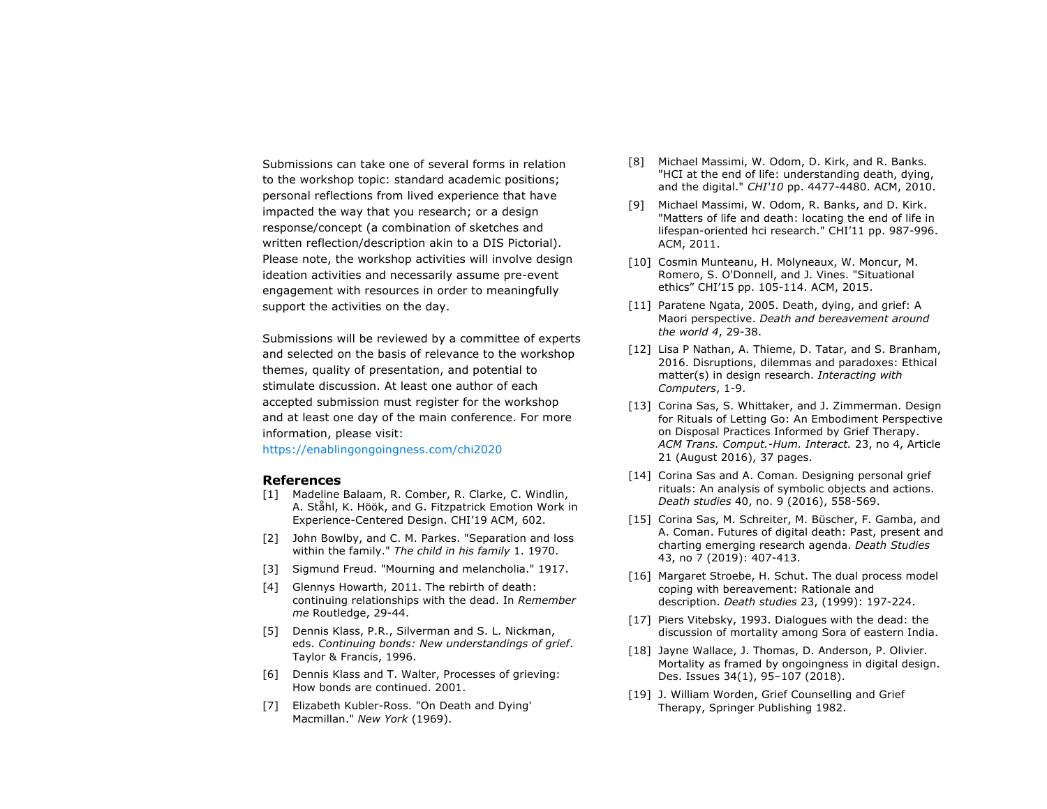Submissions can take one of several forms in relation to the workshop topic: standard academic positions; personal reflections from lived experience that have impacted the way that you research; or a design response/concept (a combination of sketches and written reflection/description akin to a DIS Pictorial). Please note, the workshop activities will involve design ideation activities and necessarily assume pre-event engagement with resources in order to meaningfully support the activities on the day.

Submissions will be reviewed by a committee of experts and selected on the basis of relevance to the workshop themes, quality of presentation, and potential to stimulate discussion. At least one author of each accepted submission must register for the workshop and at least one day of the main conference. For more information, please visit:
https://enablingongoingness.com/chi2020

## References

[1] Madeline Balaam, R. Comber, R. Clarke, C. Windlin, A. Ståhl, K. Höök, and G. Fitzpatrick Emotion Work in Experience-Centered Design. CHI'19 ACM, 602.

[2] John Bowlby, and C. M. Parkes. "Separation and loss within the family." *The child in his family* 1. 1970.

[3] Sigmund Freud. "Mourning and melancholia." 1917.

[4] Glennys Howarth, 2011. The rebirth of death: continuing relationships with the dead. In *Remember me* Routledge, 29-44.

[5] Dennis Klass, P.R., Silverman and S. L. Nickman, eds. *Continuing bonds: New understandings of grief*. Taylor & Francis, 1996.

[6] Dennis Klass and T. Walter, Processes of grieving: How bonds are continued. 2001.

[7] Elizabeth Kubler-Ross. "On Death and Dying' Macmillan." *New York* (1969).

[8] Michael Massimi, W. Odom, D. Kirk, and R. Banks. "HCI at the end of life: understanding death, dying, and the digital." *CHI'10* pp. 4477-4480. ACM, 2010.

[9] Michael Massimi, W. Odom, R. Banks, and D. Kirk. "Matters of life and death: locating the end of life in lifespan-oriented hci research." CHI'11 pp. 987-996. ACM, 2011.

[10] Cosmin Munteanu, H. Molyneaux, W. Moncur, M. Romero, S. O'Donnell, and J. Vines. "Situational ethics" CHI'15 pp. 105-114. ACM, 2015.

[11] Paratene Ngata, 2005. Death, dying, and grief: A Maori perspective. *Death and bereavement around the world 4*, 29-38.

[12] Lisa P Nathan, A. Thieme, D. Tatar, and S. Branham, 2016. Disruptions, dilemmas and paradoxes: Ethical matter(s) in design research. *Interacting with Computers*, 1-9.

[13] Corina Sas, S. Whittaker, and J. Zimmerman. Design for Rituals of Letting Go: An Embodiment Perspective on Disposal Practices Informed by Grief Therapy. *ACM Trans. Comput.-Hum. Interact.* 23, no 4, Article 21 (August 2016), 37 pages.

[14] Corina Sas and A. Coman. Designing personal grief rituals: An analysis of symbolic objects and actions. *Death studies* 40, no. 9 (2016), 558-569.

[15] Corina Sas, M. Schreiter, M. Büscher, F. Gamba, and A. Coman. Futures of digital death: Past, present and charting emerging research agenda. *Death Studies* 43, no 7 (2019): 407-413.

[16] Margaret Stroebe, H. Schut. The dual process model coping with bereavement: Rationale and description. *Death studies* 23, (1999): 197-224.

[17] Piers Vitebsky, 1993. Dialogues with the dead: the discussion of mortality among Sora of eastern India.

[18] Jayne Wallace, J. Thomas, D. Anderson, P. Olivier. Mortality as framed by ongoingness in digital design. Des. Issues 34(1), 95–107 (2018).

[19] J. William Worden, Grief Counselling and Grief Therapy, Springer Publishing 1982.